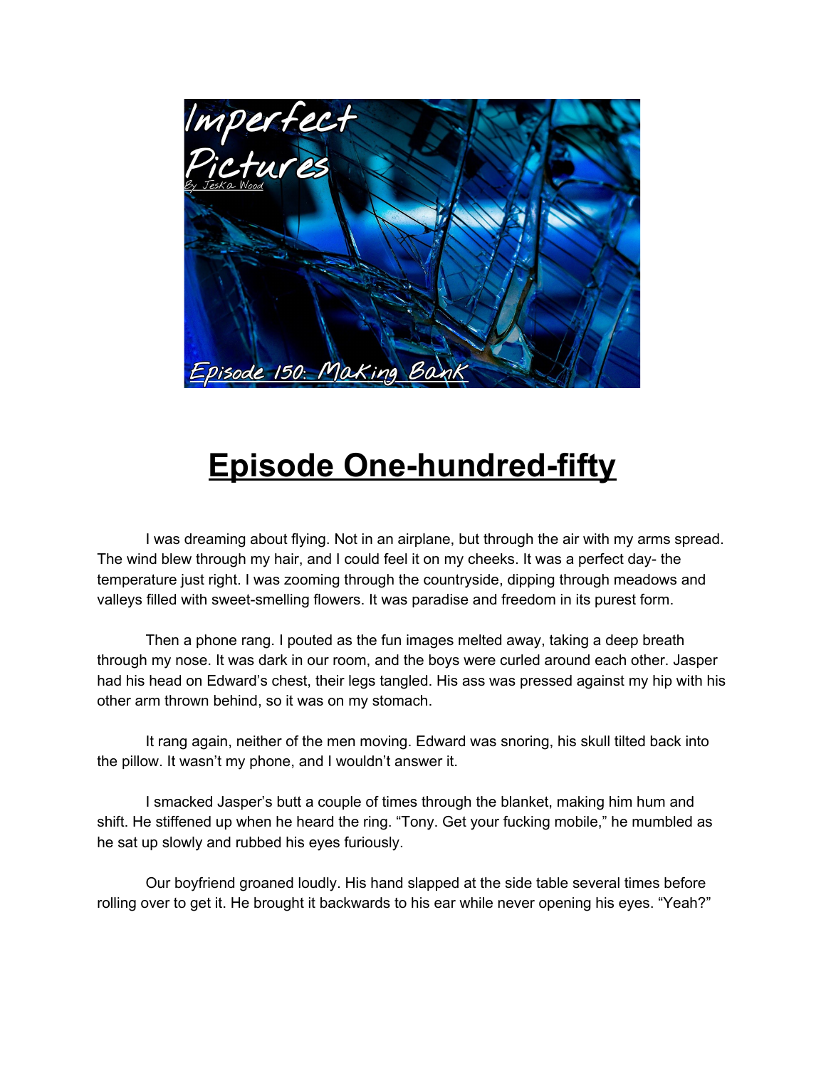# Episode One-hundred-fifty

I was dreaming about flying. Not in an airplane, but through the air with my arms spread. The wind blew through my hair, and I could feel it on my cheeks. It was a perfect day- the temperature just right. I was zooming through the countryside, dipping through meadows and valleys filled with sweet-smelling flowers. It was paradise and freedom in its purest form.

Then a phone rang. I pouted as the fun images melted away, taking a deep breath through my nose. It was dark in our room, and the boys were curled around each other. Jasper had his head on Edward's chest, their legs tangled. His ass was pressed against my hip with his other arm thrown behind, so it was on my stomach.

It rang again, neither of the men moving. Edward was snoring, his skull tilted back into the pillow. It wasn't my phone, and I wouldn't answer it.

I smacked Jasper's butt a couple of times through the blanket, making him hum and shift. He stiffened up when he heard the ring. "Tony. Get your fucking mobile," he mumbled as he sat up slowly and rubbed his eyes furiously.

Our boyfriend groaned loudly. His hand slapped at the side table several times before rolling over to get it. He brought it backwards to his ear while never opening his eyes. "Yeah?"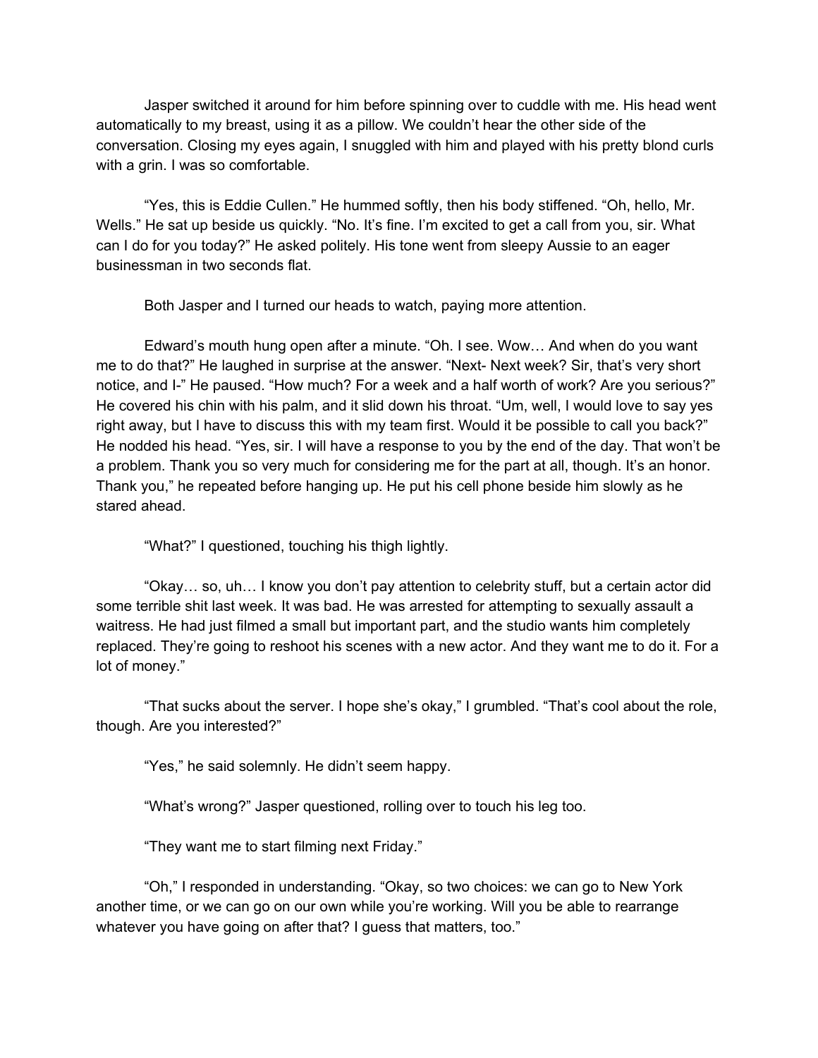Jasper switched it around for him before spinning over to cuddle with me. His head went automatically to my breast, using it as a pillow. We couldn't hear the other side of the conversation. Closing my eyes again, I snuggled with him and played with his pretty blond curls with a grin. I was so comfortable.

"Yes, this is Eddie Cullen." He hummed softly, then his body stiffened. "Oh, hello, Mr. Wells." He sat up beside us quickly. "No. It's fine. I'm excited to get a call from you, sir. What can I do for you today?" He asked politely. His tone went from sleepy Aussie to an eager businessman in two seconds flat.

Both Jasper and I turned our heads to watch, paying more attention.

Edward's mouth hung open after a minute. "Oh. I see. Wow… And when do you want me to do that?" He laughed in surprise at the answer. "Next- Next week? Sir, that's very short notice, and I-" He paused. "How much? For a week and a half worth of work? Are you serious?" He covered his chin with his palm, and it slid down his throat. "Um, well, I would love to say yes right away, but I have to discuss this with my team first. Would it be possible to call you back?" He nodded his head. "Yes, sir. I will have a response to you by the end of the day. That won't be a problem. Thank you so very much for considering me for the part at all, though. It's an honor. Thank you," he repeated before hanging up. He put his cell phone beside him slowly as he stared ahead.

"What?" I questioned, touching his thigh lightly.

"Okay… so, uh… I know you don't pay attention to celebrity stuff, but a certain actor did some terrible shit last week. It was bad. He was arrested for attempting to sexually assault a waitress. He had just filmed a small but important part, and the studio wants him completely replaced. They're going to reshoot his scenes with a new actor. And they want me to do it. For a lot of money."

"That sucks about the server. I hope she's okay," I grumbled. "That's cool about the role, though. Are you interested?"

"Yes," he said solemnly. He didn't seem happy.

"What's wrong?" Jasper questioned, rolling over to touch his leg too.

"They want me to start filming next Friday."

"Oh," I responded in understanding. "Okay, so two choices: we can go to New York another time, or we can go on our own while you're working. Will you be able to rearrange whatever you have going on after that? I guess that matters, too."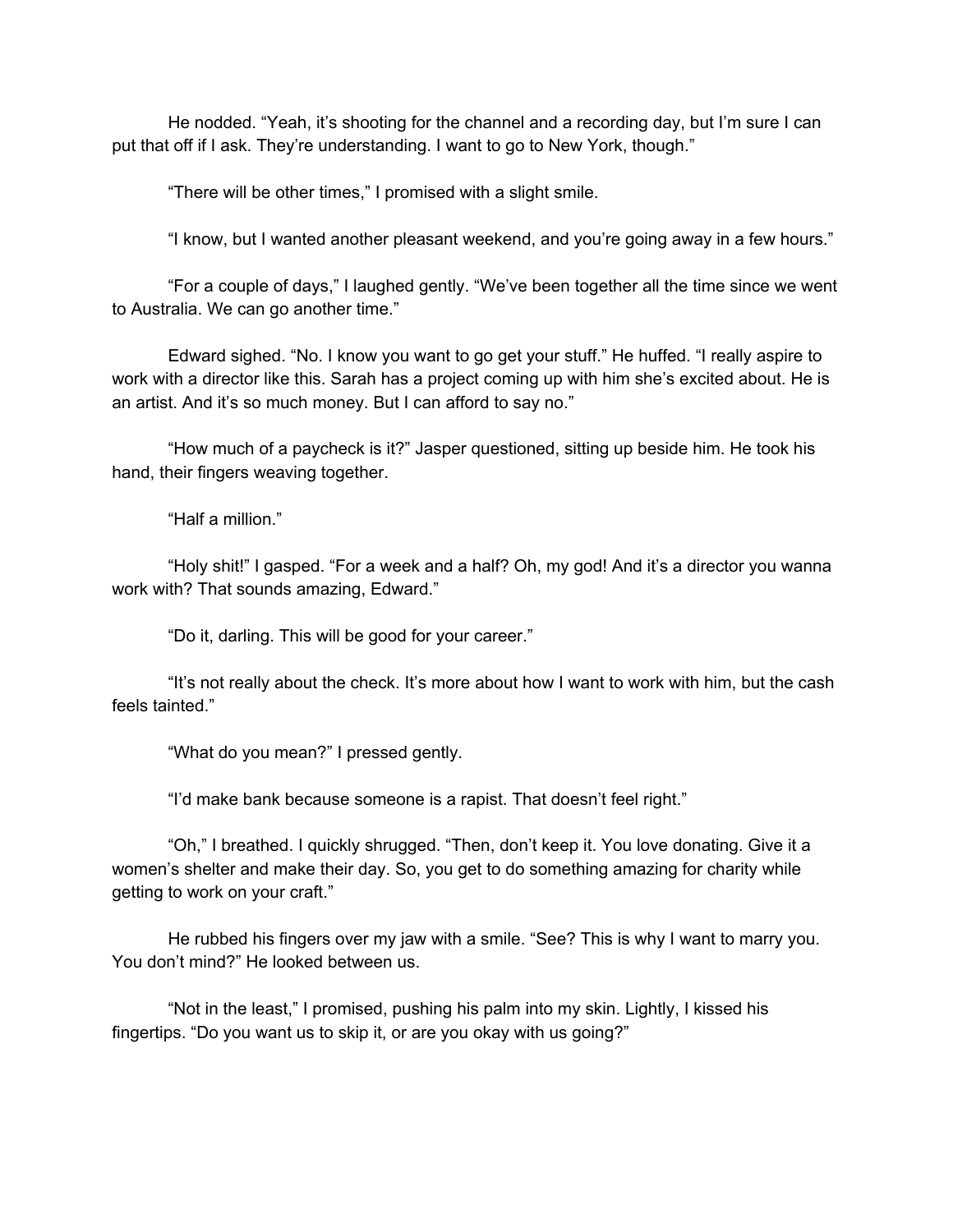He nodded. "Yeah, it's shooting for the channel and a recording day, but I'm sure I can put that off if I ask. They're understanding. I want to go to New York, though."

"There will be other times," I promised with a slight smile.

"I know, but I wanted another pleasant weekend, and you're going away in a few hours."

"For a couple of days," I laughed gently. "We've been together all the time since we went to Australia. We can go another time."

Edward sighed. "No. I know you want to go get your stuff." He huffed. "I really aspire to work with a director like this. Sarah has a project coming up with him she's excited about. He is an artist. And it's so much money. But I can afford to say no."

"How much of a paycheck is it?" Jasper questioned, sitting up beside him. He took his hand, their fingers weaving together.

"Half a million."

"Holy shit!" I gasped. "For a week and a half? Oh, my god! And it's a director you wanna work with? That sounds amazing, Edward."

"Do it, darling. This will be good for your career."

"It's not really about the check. It's more about how I want to work with him, but the cash feels tainted."

"What do you mean?" I pressed gently.

"I'd make bank because someone is a rapist. That doesn't feel right."

"Oh," I breathed. I quickly shrugged. "Then, don't keep it. You love donating. Give it a women's shelter and make their day. So, you get to do something amazing for charity while getting to work on your craft."

He rubbed his fingers over my jaw with a smile. "See? This is why I want to marry you. You don't mind?" He looked between us.

"Not in the least," I promised, pushing his palm into my skin. Lightly, I kissed his fingertips. "Do you want us to skip it, or are you okay with us going?"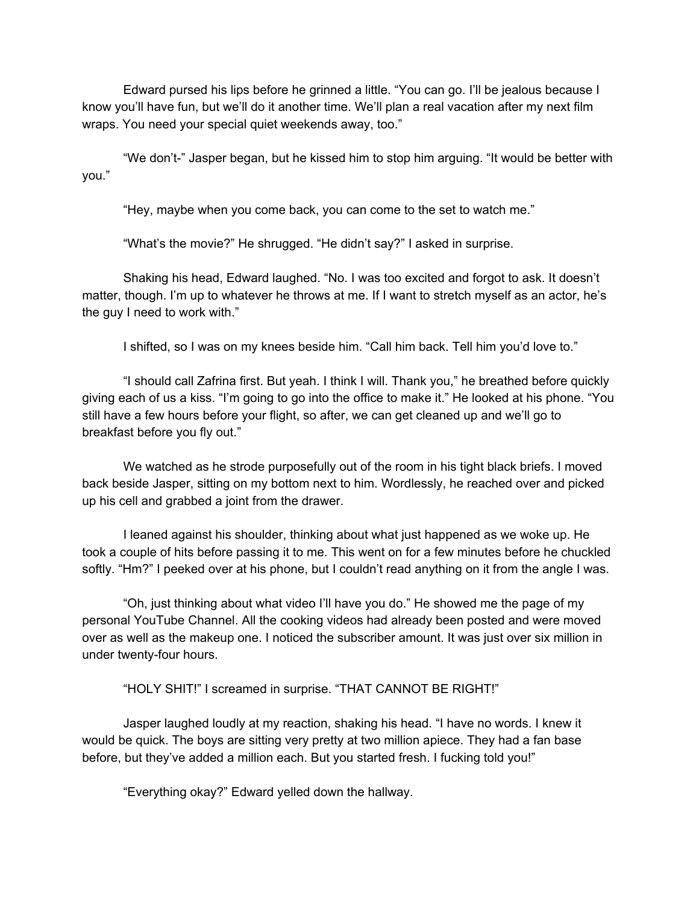Edward pursed his lips before he grinned a little. "You can go. I'll be jealous because I know you'll have fun, but we'll do it another time. We'll plan a real vacation after my next film wraps. You need your special quiet weekends away, too."

"We don't-" Jasper began, but he kissed him to stop him arguing. "It would be better with you."

"Hey, maybe when you come back, you can come to the set to watch me."

"What's the movie?" He shrugged. "He didn't say?" I asked in surprise.

Shaking his head, Edward laughed. "No. I was too excited and forgot to ask. It doesn't matter, though. I'm up to whatever he throws at me. If I want to stretch myself as an actor, he's the guy I need to work with."

I shifted, so I was on my knees beside him. "Call him back. Tell him you'd love to."

"I should call Zafrina first. But yeah. I think I will. Thank you," he breathed before quickly giving each of us a kiss. "I'm going to go into the office to make it." He looked at his phone. "You still have a few hours before your flight, so after, we can get cleaned up and we'll go to breakfast before you fly out."

We watched as he strode purposefully out of the room in his tight black briefs. I moved back beside Jasper, sitting on my bottom next to him. Wordlessly, he reached over and picked up his cell and grabbed a joint from the drawer.

I leaned against his shoulder, thinking about what just happened as we woke up. He took a couple of hits before passing it to me. This went on for a few minutes before he chuckled softly. "Hm?" I peeked over at his phone, but I couldn't read anything on it from the angle I was.

"Oh, just thinking about what video I'll have you do." He showed me the page of my personal YouTube Channel. All the cooking videos had already been posted and were moved over as well as the makeup one. I noticed the subscriber amount. It was just over six million in under twenty-four hours.

"HOLY SHIT!" I screamed in surprise. "THAT CANNOT BE RIGHT!"

Jasper laughed loudly at my reaction, shaking his head. "I have no words. I knew it would be quick. The boys are sitting very pretty at two million apiece. They had a fan base before, but they've added a million each. But you started fresh. I fucking told you!"

"Everything okay?" Edward yelled down the hallway.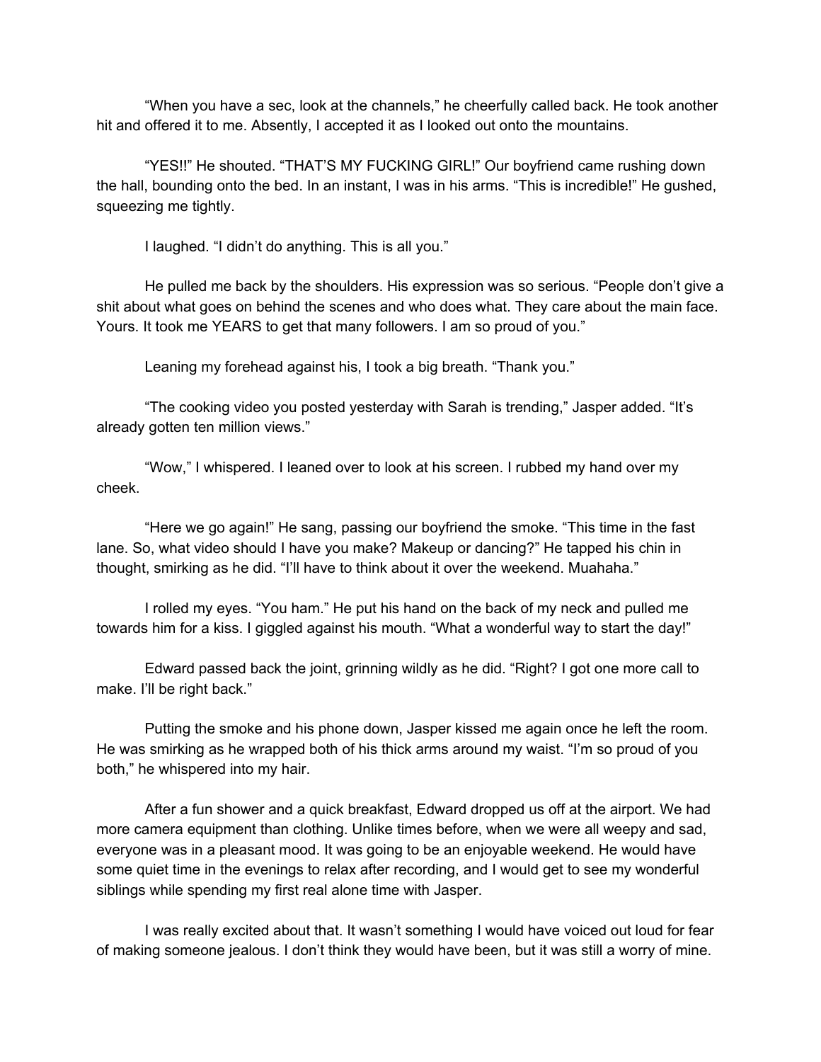"When you have a sec, look at the channels," he cheerfully called back. He took another hit and offered it to me. Absently, I accepted it as I looked out onto the mountains.

"YES!!" He shouted. "THAT'S MY FUCKING GIRL!" Our boyfriend came rushing down the hall, bounding onto the bed. In an instant, I was in his arms. "This is incredible!" He gushed, squeezing me tightly.

I laughed. "I didn't do anything. This is all you."

He pulled me back by the shoulders. His expression was so serious. "People don't give a shit about what goes on behind the scenes and who does what. They care about the main face. Yours. It took me YEARS to get that many followers. I am so proud of you."

Leaning my forehead against his, I took a big breath. "Thank you."

"The cooking video you posted yesterday with Sarah is trending," Jasper added. "It's already gotten ten million views."

"Wow," I whispered. I leaned over to look at his screen. I rubbed my hand over my cheek.

"Here we go again!" He sang, passing our boyfriend the smoke. "This time in the fast lane. So, what video should I have you make? Makeup or dancing?" He tapped his chin in thought, smirking as he did. "I'll have to think about it over the weekend. Muahaha."

I rolled my eyes. "You ham." He put his hand on the back of my neck and pulled me towards him for a kiss. I giggled against his mouth. "What a wonderful way to start the day!"

Edward passed back the joint, grinning wildly as he did. "Right? I got one more call to make. I'll be right back."

Putting the smoke and his phone down, Jasper kissed me again once he left the room. He was smirking as he wrapped both of his thick arms around my waist. "I'm so proud of you both," he whispered into my hair.

After a fun shower and a quick breakfast, Edward dropped us off at the airport. We had more camera equipment than clothing. Unlike times before, when we were all weepy and sad, everyone was in a pleasant mood. It was going to be an enjoyable weekend. He would have some quiet time in the evenings to relax after recording, and I would get to see my wonderful siblings while spending my first real alone time with Jasper.

I was really excited about that. It wasn't something I would have voiced out loud for fear of making someone jealous. I don't think they would have been, but it was still a worry of mine.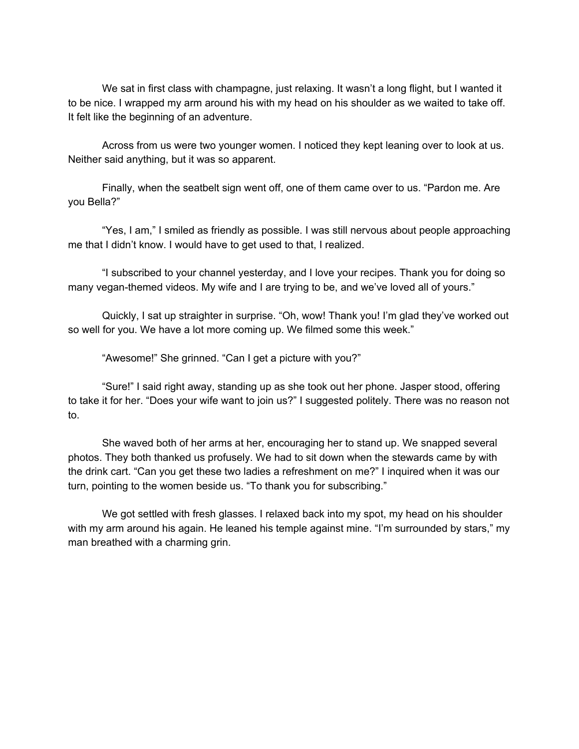We sat in first class with champagne, just relaxing. It wasn't a long flight, but I wanted it to be nice. I wrapped my arm around his with my head on his shoulder as we waited to take off. It felt like the beginning of an adventure.

Across from us were two younger women. I noticed they kept leaning over to look at us. Neither said anything, but it was so apparent.

Finally, when the seatbelt sign went off, one of them came over to us. "Pardon me. Are you Bella?"

"Yes, I am," I smiled as friendly as possible. I was still nervous about people approaching me that I didn't know. I would have to get used to that, I realized.

"I subscribed to your channel yesterday, and I love your recipes. Thank you for doing so many vegan-themed videos. My wife and I are trying to be, and we've loved all of yours."

Quickly, I sat up straighter in surprise. "Oh, wow! Thank you! I'm glad they've worked out so well for you. We have a lot more coming up. We filmed some this week."

"Awesome!" She grinned. "Can I get a picture with you?"

"Sure!" I said right away, standing up as she took out her phone. Jasper stood, offering to take it for her. "Does your wife want to join us?" I suggested politely. There was no reason not to.

She waved both of her arms at her, encouraging her to stand up. We snapped several photos. They both thanked us profusely. We had to sit down when the stewards came by with the drink cart. "Can you get these two ladies a refreshment on me?" I inquired when it was our turn, pointing to the women beside us. "To thank you for subscribing."

We got settled with fresh glasses. I relaxed back into my spot, my head on his shoulder with my arm around his again. He leaned his temple against mine. "I'm surrounded by stars," my man breathed with a charming grin.